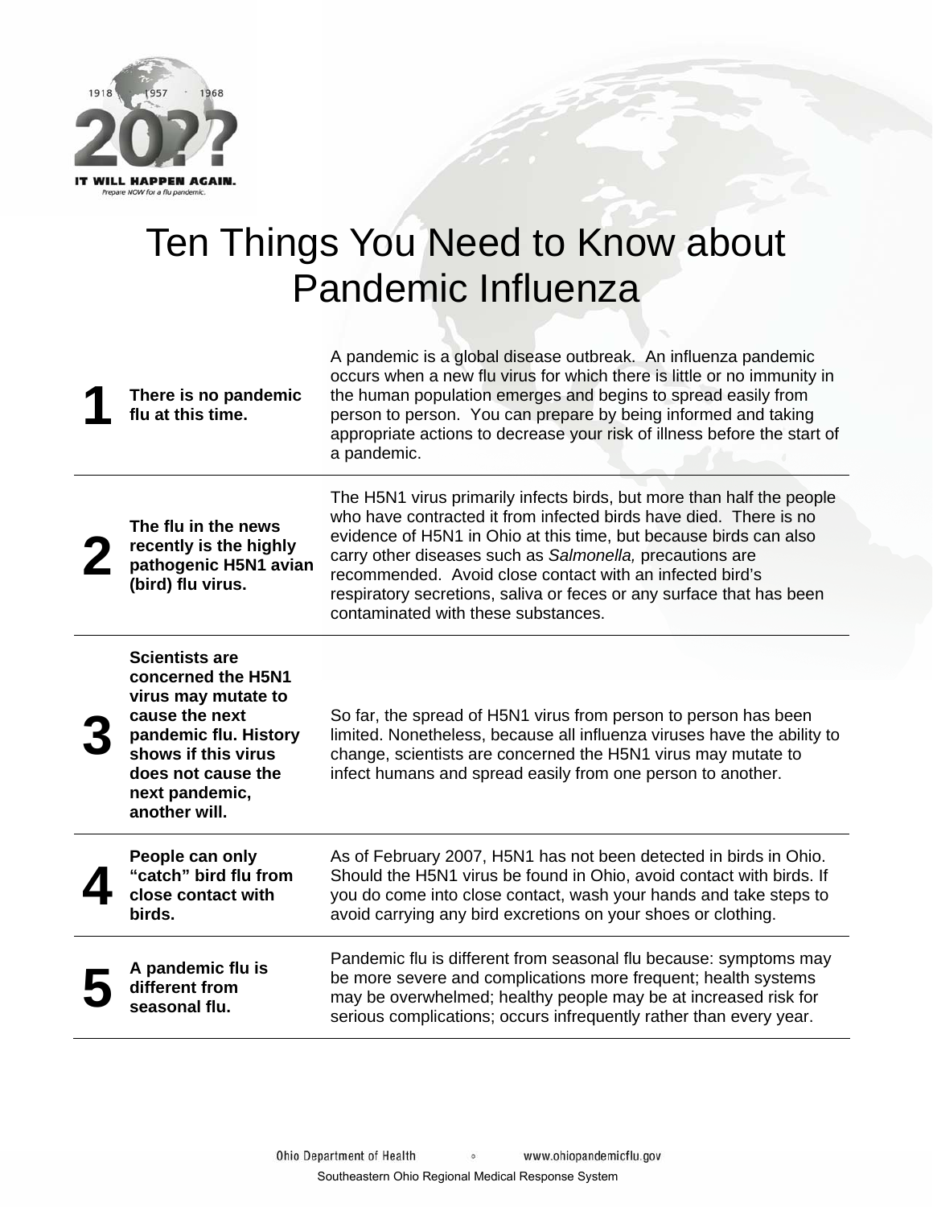1918 1957 1968

20??

IT WILL HAPPEN AGAIN.

Prepare NOW for a flu pandemic.

# Ten Things You Need to Know about Pandemic Influenza

| | | |
|---|---|---|
| **1** | **There is no pandemic flu at this time.** | A pandemic is a global disease outbreak. An influenza pandemic occurs when a new flu virus for which there is little or no immunity in the human population emerges and begins to spread easily from person to person. You can prepare by being informed and taking appropriate actions to decrease your risk of illness before the start of a pandemic. |
| **2** | **The flu in the news recently is the highly pathogenic H5N1 avian (bird) flu virus.** | The H5N1 virus primarily infects birds, but more than half the people who have contracted it from infected birds have died. There is no evidence of H5N1 in Ohio at this time, but because birds can also carry other diseases such as *Salmonella,* precautions are recommended. Avoid close contact with an infected bird's respiratory secretions, saliva or feces or any surface that has been contaminated with these substances. |
| **3** | **Scientists are concerned the H5N1 virus may mutate to cause the next pandemic flu. History shows if this virus does not cause the next pandemic, another will.** | So far, the spread of H5N1 virus from person to person has been limited. Nonetheless, because all influenza viruses have the ability to change, scientists are concerned the H5N1 virus may mutate to infect humans and spread easily from one person to another. |
| **4** | **People can only "catch" bird flu from close contact with birds.** | As of February 2007, H5N1 has not been detected in birds in Ohio. Should the H5N1 virus be found in Ohio, avoid contact with birds. If you do come into close contact, wash your hands and take steps to avoid carrying any bird excretions on your shoes or clothing. |
| **5** | **A pandemic flu is different from seasonal flu.** | Pandemic flu is different from seasonal flu because: symptoms may be more severe and complications more frequent; health systems may be overwhelmed; healthy people may be at increased risk for serious complications; occurs infrequently rather than every year. |

Ohio Department of Health • www.ohiopandemicflu.gov

Southeastern Ohio Regional Medical Response System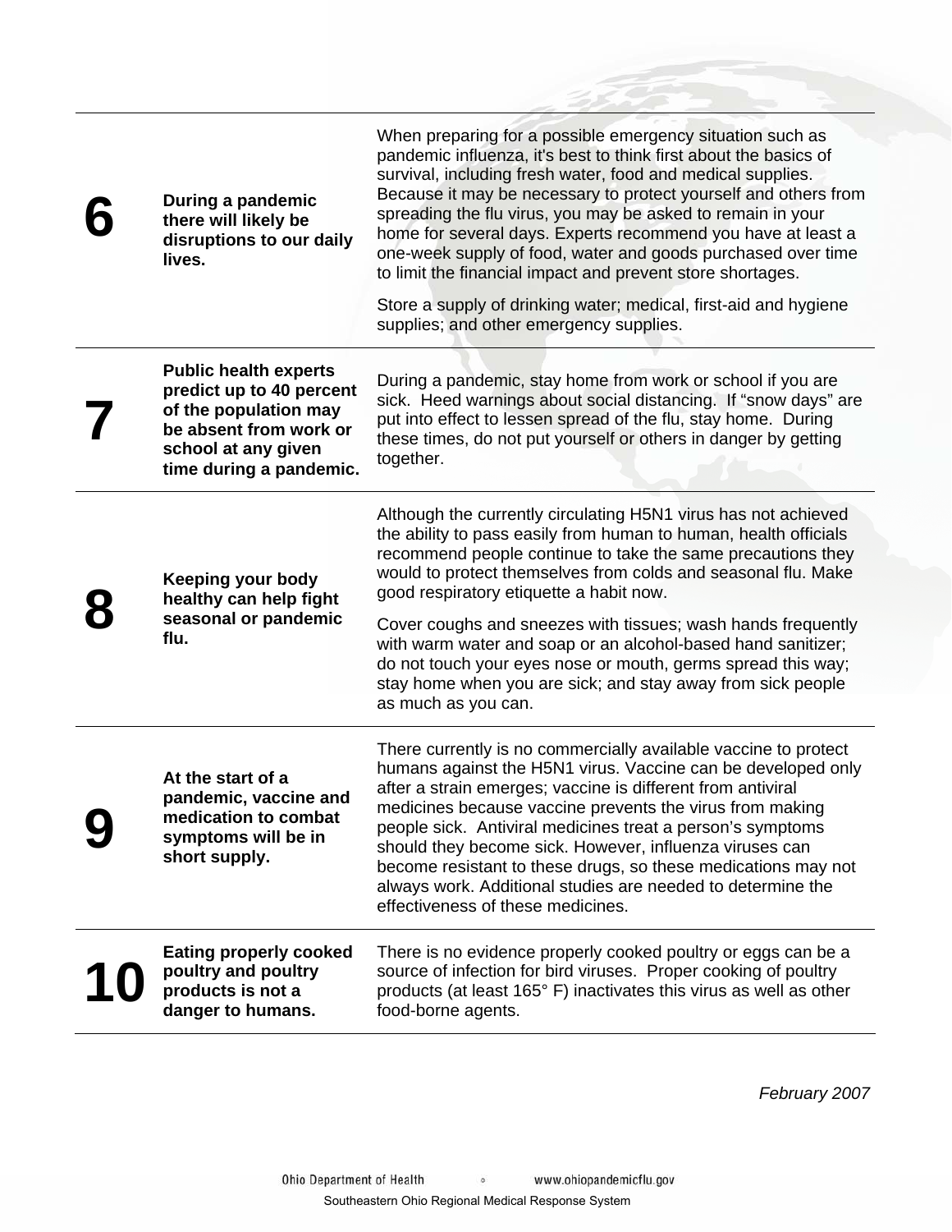| | | |
|---|---|---|
| **6** | **During a pandemic there will likely be disruptions to our daily lives.** | When preparing for a possible emergency situation such as pandemic influenza, it's best to think first about the basics of survival, including fresh water, food and medical supplies. Because it may be necessary to protect yourself and others from spreading the flu virus, you may be asked to remain in your home for several days. Experts recommend you have at least a one-week supply of food, water and goods purchased over time to limit the financial impact and prevent store shortages.<br><br>Store a supply of drinking water; medical, first-aid and hygiene supplies; and other emergency supplies. |
| **7** | **Public health experts predict up to 40 percent of the population may be absent from work or school at any given time during a pandemic.** | During a pandemic, stay home from work or school if you are sick. Heed warnings about social distancing. If "snow days" are put into effect to lessen spread of the flu, stay home. During these times, do not put yourself or others in danger by getting together. |
| **8** | **Keeping your body healthy can help fight seasonal or pandemic flu.** | Although the currently circulating H5N1 virus has not achieved the ability to pass easily from human to human, health officials recommend people continue to take the same precautions they would to protect themselves from colds and seasonal flu. Make good respiratory etiquette a habit now.<br><br>Cover coughs and sneezes with tissues; wash hands frequently with warm water and soap or an alcohol-based hand sanitizer; do not touch your eyes nose or mouth, germs spread this way; stay home when you are sick; and stay away from sick people as much as you can. |
| **9** | **At the start of a pandemic, vaccine and medication to combat symptoms will be in short supply.** | There currently is no commercially available vaccine to protect humans against the H5N1 virus. Vaccine can be developed only after a strain emerges; vaccine is different from antiviral medicines because vaccine prevents the virus from making people sick. Antiviral medicines treat a person's symptoms should they become sick. However, influenza viruses can become resistant to these drugs, so these medications may not always work. Additional studies are needed to determine the effectiveness of these medicines. |
| **10** | **Eating properly cooked poultry and poultry products is not a danger to humans.** | There is no evidence properly cooked poultry or eggs can be a source of infection for bird viruses. Proper cooking of poultry products (at least 165° F) inactivates this virus as well as other food-borne agents. |

*February 2007*

Ohio Department of Health ◦ www.ohiopandemicflu.gov

Southeastern Ohio Regional Medical Response System